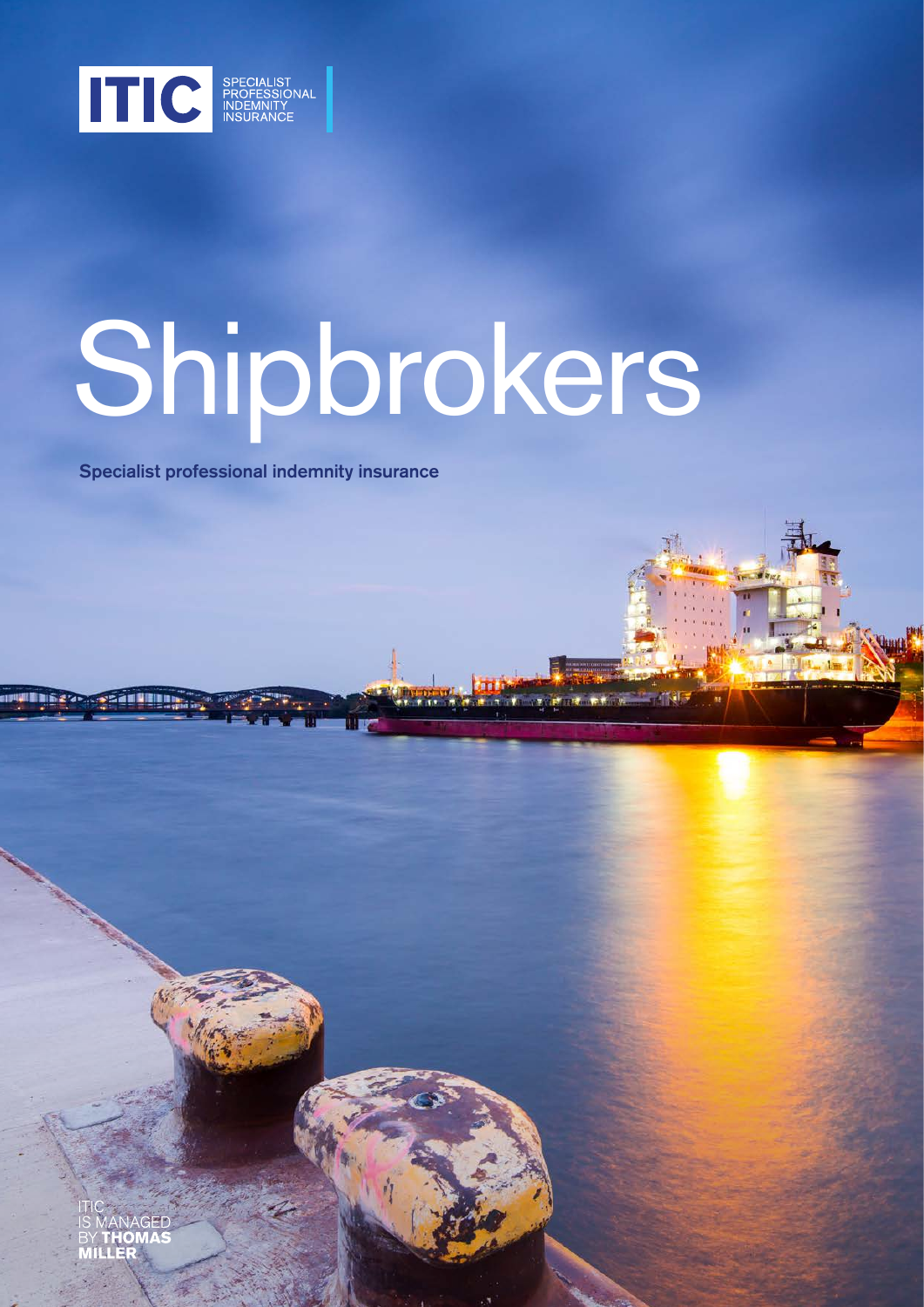ITIC SPECIALIST PROFESSIONAL INDEMNITY INSURANCE

# Shipbrokers

**Specialist professional indemnity insurance**

ITIC IS MANAGED BY **THOMAS MILLER**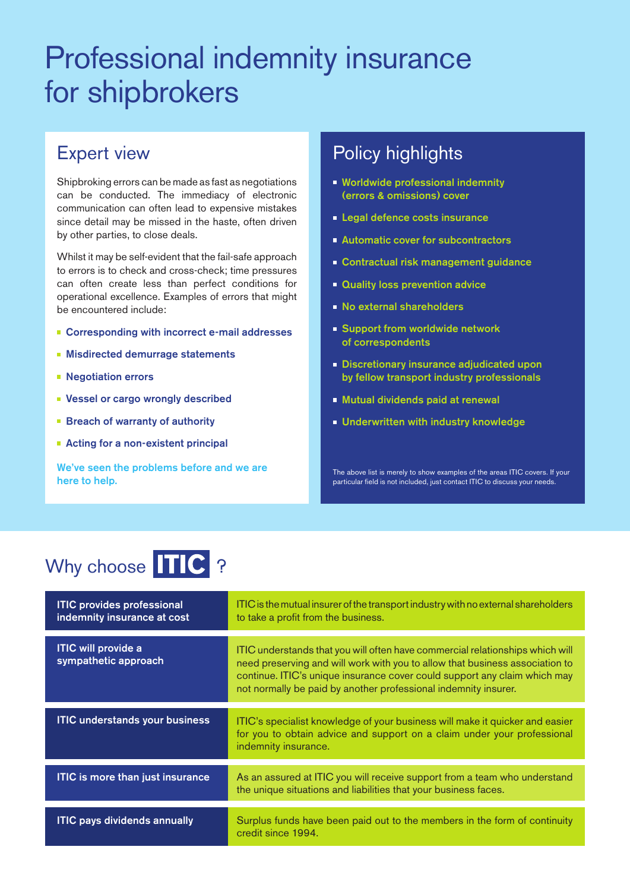# Professional indemnity insurance for shipbrokers

## Expert view

Shipbroking errors can be made as fast as negotiations can be conducted. The immediacy of electronic communication can often lead to expensive mistakes since detail may be missed in the haste, often driven by other parties, to close deals.

Whilst it may be self-evident that the fail-safe approach to errors is to check and cross-check; time pressures can often create less than perfect conditions for operational excellence. Examples of errors that might be encountered include:

- **Corresponding with incorrect e-mail addresses**
- **Misdirected demurrage statements**
- **Negotiation errors**
- **Vessel or cargo wrongly described**
- **Breach of warranty of authority**
- **Acting for a non-existent principal**

**We've seen the problems before and we are here to help.**

## Policy highlights

- **Worldwide professional indemnity (errors & omissions) cover**
- **Legal defence costs insurance**
- **Automatic cover for subcontractors**
- **Contractual risk management guidance**
- **Quality loss prevention advice**
- **No external shareholders**
- **Support from worldwide network of correspondents**
- **Discretionary insurance adjudicated upon by fellow transport industry professionals**
- **Mutual dividends paid at renewal**
- **Underwritten with industry knowledge**

The above list is merely to show examples of the areas ITIC covers. If your particular field is not included, just contact ITIC to discuss your needs.

## Why choose ITIC ?

| | |
|---|---|
| **ITIC provides professional indemnity insurance at cost** | ITIC is the mutual insurer of the transport industry with no external shareholders to take a profit from the business. |
| **ITIC will provide a sympathetic approach** | ITIC understands that you will often have commercial relationships which will need preserving and will work with you to allow that business association to continue. ITIC's unique insurance cover could support any claim which may not normally be paid by another professional indemnity insurer. |
| **ITIC understands your business** | ITIC's specialist knowledge of your business will make it quicker and easier for you to obtain advice and support on a claim under your professional indemnity insurance. |
| **ITIC is more than just insurance** | As an assured at ITIC you will receive support from a team who understand the unique situations and liabilities that your business faces. |
| **ITIC pays dividends annually** | Surplus funds have been paid out to the members in the form of continuity credit since 1994. |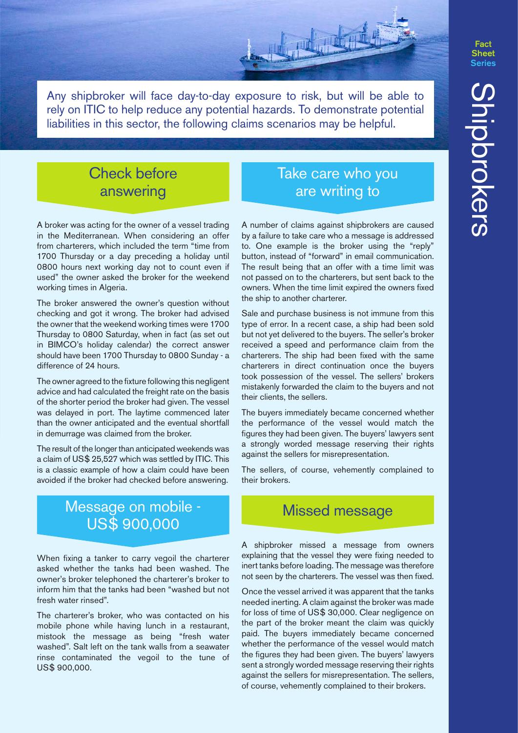# Shipbrokers

Any shipbroker will face day-to-day exposure to risk, but will be able to rely on ITIC to help reduce any potential hazards. To demonstrate potential liabilities in this sector, the following claims scenarios may be helpful.

## Check before answering

A broker was acting for the owner of a vessel trading in the Mediterranean. When considering an offer from charterers, which included the term "time from 1700 Thursday or a day preceding a holiday until 0800 hours next working day not to count even if used" the owner asked the broker for the weekend working times in Algeria.

The broker answered the owner's question without checking and got it wrong. The broker had advised the owner that the weekend working times were 1700 Thursday to 0800 Saturday, when in fact (as set out in BIMCO's holiday calendar) the correct answer should have been 1700 Thursday to 0800 Sunday - a difference of 24 hours.

The owner agreed to the fixture following this negligent advice and had calculated the freight rate on the basis of the shorter period the broker had given. The vessel was delayed in port. The laytime commenced later than the owner anticipated and the eventual shortfall in demurrage was claimed from the broker.

The result of the longer than anticipated weekends was a claim of US$ 25,527 which was settled by ITIC. This is a classic example of how a claim could have been avoided if the broker had checked before answering.

## Message on mobile - US$ 900,000

When fixing a tanker to carry vegoil the charterer asked whether the tanks had been washed. The owner's broker telephoned the charterer's broker to inform him that the tanks had been "washed but not fresh water rinsed".

The charterer's broker, who was contacted on his mobile phone while having lunch in a restaurant, mistook the message as being "fresh water washed". Salt left on the tank walls from a seawater rinse contaminated the vegoil to the tune of US$ 900,000.

## Take care who you are writing to

A number of claims against shipbrokers are caused by a failure to take care who a message is addressed to. One example is the broker using the "reply" button, instead of "forward" in email communication. The result being that an offer with a time limit was not passed on to the charterers, but sent back to the owners. When the time limit expired the owners fixed the ship to another charterer.

Sale and purchase business is not immune from this type of error. In a recent case, a ship had been sold but not yet delivered to the buyers. The seller's broker received a speed and performance claim from the charterers. The ship had been fixed with the same charterers in direct continuation once the buyers took possession of the vessel. The sellers' brokers mistakenly forwarded the claim to the buyers and not their clients, the sellers.

The buyers immediately became concerned whether the performance of the vessel would match the figures they had been given. The buyers' lawyers sent a strongly worded message reserving their rights against the sellers for misrepresentation.

The sellers, of course, vehemently complained to their brokers.

## Missed message

A shipbroker missed a message from owners explaining that the vessel they were fixing needed to inert tanks before loading. The message was therefore not seen by the charterers. The vessel was then fixed.

Once the vessel arrived it was apparent that the tanks needed inerting. A claim against the broker was made for loss of time of US$ 30,000. Clear negligence on the part of the broker meant the claim was quickly paid. The buyers immediately became concerned whether the performance of the vessel would match the figures they had been given. The buyers' lawyers sent a strongly worded message reserving their rights against the sellers for misrepresentation. The sellers, of course, vehemently complained to their brokers.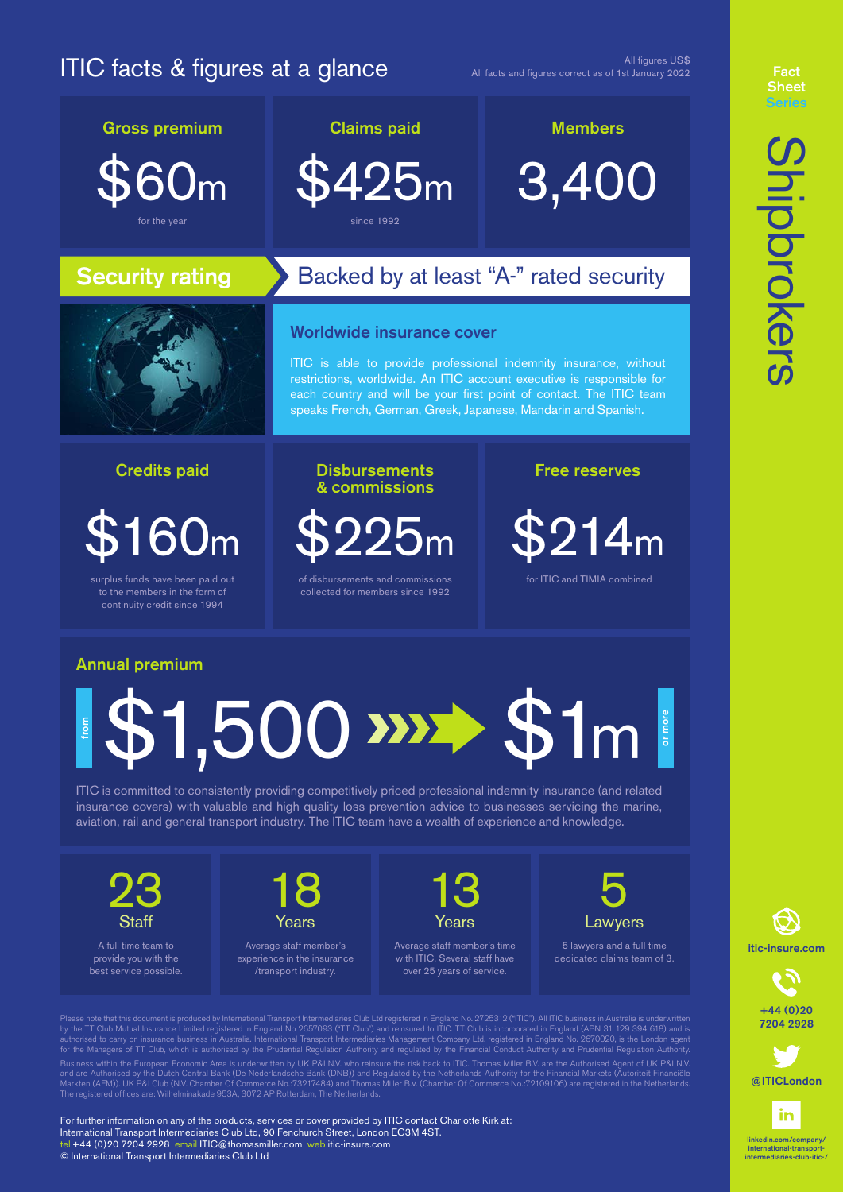# ITIC facts & figures at a glance

All figures US$
All facts and figures correct as of 1st January 2022

Fact Sheet Series

**Shipbrokers**

## Gross premium

$60m

for the year

## Claims paid

$425m

since 1992

## Members

3,400

## Security rating

Backed by at least "A-" rated security

## Worldwide insurance cover

ITIC is able to provide professional indemnity insurance, without restrictions, worldwide. An ITIC account executive is responsible for each country and will be your first point of contact. The ITIC team speaks French, German, Greek, Japanese, Mandarin and Spanish.

## Credits paid

$160m

surplus funds have been paid out to the members in the form of continuity credit since 1994

## Disbursements & commissions

$225m

of disbursements and commissions collected for members since 1992

## Free reserves

$214m

for ITIC and TIMIA combined

## Annual premium

from $1,500 → $1m or more

ITIC is committed to consistently providing competitively priced professional indemnity insurance (and related insurance covers) with valuable and high quality loss prevention advice to businesses servicing the marine, aviation, rail and general transport industry. The ITIC team have a wealth of experience and knowledge.

**23 Staff**
A full time team to provide you with the best service possible.

**18 Years**
Average staff member's experience in the insurance /transport industry.

**13 Years**
Average staff member's time with ITIC. Several staff have over 25 years of service.

**5 Lawyers**
5 lawyers and a full time dedicated claims team of 3.

Please note that this document is produced by International Transport Intermediaries Club Ltd registered in England No. 2725312 ("ITIC"). All ITIC business in Australia is underwritten by the TT Club Mutual Insurance Limited registered in England No 2657093 ("TT Club") and reinsured to ITIC. TT Club is incorporated in England (ABN 31 129 394 618) and is authorised to carry on insurance business in Australia. International Transport Intermediaries Management Company Ltd, registered in England No. 2670020, is the London agent for the Managers of TT Club, which is authorised by the Prudential Regulation Authority and regulated by the Financial Conduct Authority and Prudential Regulation Authority.

Business within the European Economic Area is underwritten by UK P&I N.V. who reinsure the risk back to ITIC. Thomas Miller B.V. are the Authorised Agent of UK P&I N.V. and are Authorised by the Dutch Central Bank (De Nederlandsche Bank (DNB)) and Regulated by the Netherlands Authority for the Financial Markets (Autoriteit Financiële Markten (AFM)). UK P&I Club (N.V. Chamber Of Commerce No.:73217484) and Thomas Miller B.V. (Chamber Of Commerce No.:72109106) are registered in the Netherlands. The registered offices are: Wilhelminakade 953A, 3072 AP Rotterdam, The Netherlands.

For further information on any of the products, services or cover provided by ITIC contact Charlotte Kirk at:
International Transport Intermediaries Club Ltd, 90 Fenchurch Street, London EC3M 4ST.
tel +44 (0)20 7204 2928 email ITIC@thomasmiller.com web itic-insure.com
© International Transport Intermediaries Club Ltd

itic-insure.com

+44 (0)20 7204 2928

@ITICLondon

linkedin.com/company/international-transport-intermediaries-club-itic-/